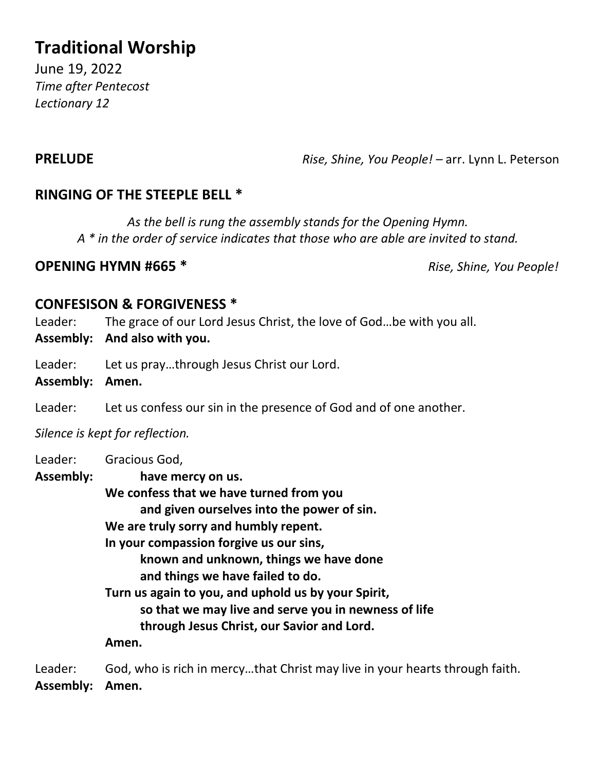# Traditional Worship

June 19, 2022
*Time after Pentecost*
*Lectionary 12*

**PRELUDE** *Rise, Shine, You People!* – arr. Lynn L. Peterson

## RINGING OF THE STEEPLE BELL *

*As the bell is rung the assembly stands for the Opening Hymn.*
*A * in the order of service indicates that those who are able are invited to stand.*

## OPENING HYMN #665 * *Rise, Shine, You People!*

## CONFESISON & FORGIVENESS *

Leader: The grace of our Lord Jesus Christ, the love of God…be with you all.
**Assembly: And also with you.**

Leader: Let us pray…through Jesus Christ our Lord.
**Assembly: Amen.**

Leader: Let us confess our sin in the presence of God and of one another.

*Silence is kept for reflection.*

Leader: Gracious God,
**Assembly: have mercy on us.**
**We confess that we have turned from you**
**and given ourselves into the power of sin.**
**We are truly sorry and humbly repent.**
**In your compassion forgive us our sins,**
**known and unknown, things we have done**
**and things we have failed to do.**
**Turn us again to you, and uphold us by your Spirit,**
**so that we may live and serve you in newness of life**
**through Jesus Christ, our Savior and Lord.**
**Amen.**

Leader: God, who is rich in mercy…that Christ may live in your hearts through faith.
**Assembly: Amen.**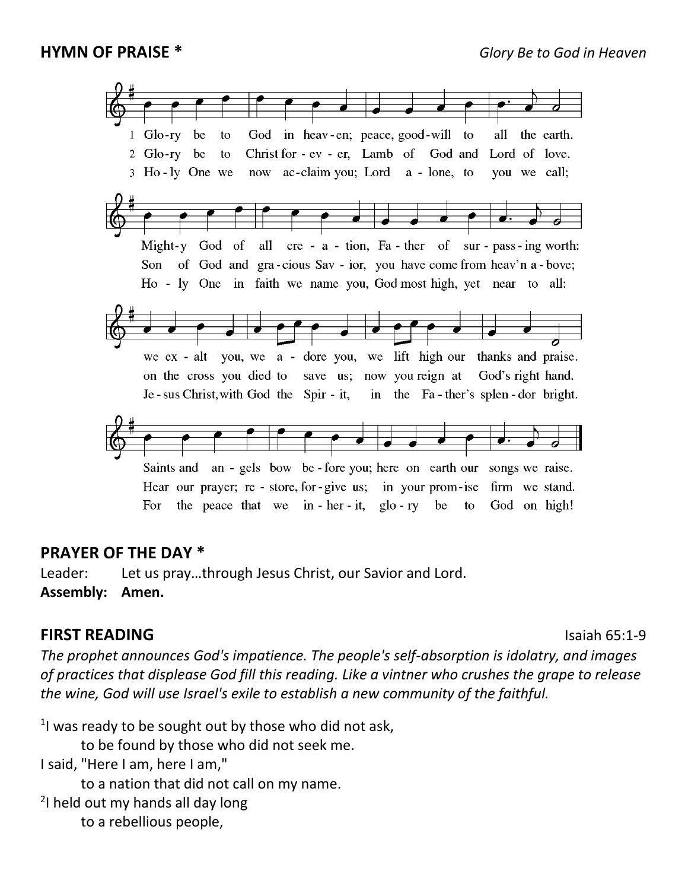**HYMN OF PRAISE *** *Glory Be to God in Heaven*

1 Glo-ry be to God in heav-en; peace, good-will to all the earth.
Might-y God of all cre - a - tion, Fa - ther of sur - pass - ing worth:
we ex - alt you, we a - dore you, we lift high our thanks and praise.
Saints and an - gels bow be - fore you; here on earth our songs we raise.

2 Glo-ry be to Christ for - ev - er, Lamb of God and Lord of love.
Son of God and gra - cious Sav - ior, you have come from heav'n a - bove;
on the cross you died to save us; now you reign at God's right hand.
Hear our prayer; re - store, for - give us; in your prom - ise firm we stand.

3 Ho - ly One we now ac-claim you; Lord a - lone, to you we call;
Ho - ly One in faith we name you, God most high, yet near to all:
Je - sus Christ, with God the Spir - it, in the Fa - ther's splen - dor bright.
For the peace that we in - her - it, glo - ry be to God on high!

**PRAYER OF THE DAY ***

Leader: Let us pray…through Jesus Christ, our Savior and Lord.
**Assembly: Amen.**

**FIRST READING** Isaiah 65:1-9

*The prophet announces God's impatience. The people's self-absorption is idolatry, and images of practices that displease God fill this reading. Like a vintner who crushes the grape to release the wine, God will use Israel's exile to establish a new community of the faithful.*

[1]I was ready to be sought out by those who did not ask,
to be found by those who did not seek me.
I said, "Here I am, here I am,"
to a nation that did not call on my name.
[2]I held out my hands all day long
to a rebellious people,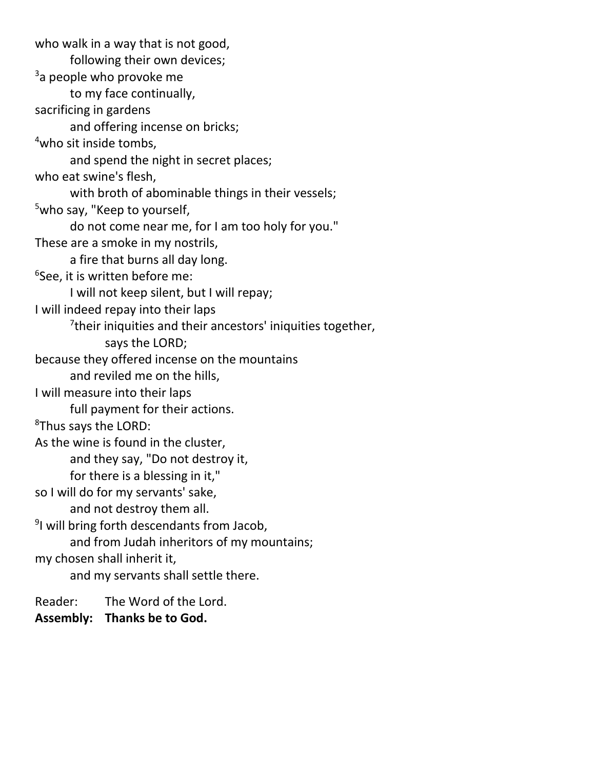who walk in a way that is not good,
  following their own devices;
[3]a people who provoke me
  to my face continually,
sacrificing in gardens
  and offering incense on bricks;
[4]who sit inside tombs,
  and spend the night in secret places;
who eat swine's flesh,
  with broth of abominable things in their vessels;
[5]who say, "Keep to yourself,
  do not come near me, for I am too holy for you."
These are a smoke in my nostrils,
  a fire that burns all day long.
[6]See, it is written before me:
  I will not keep silent, but I will repay;
I will indeed repay into their laps
  [7]their iniquities and their ancestors' iniquities together,
    says the LORD;
because they offered incense on the mountains
  and reviled me on the hills,
I will measure into their laps
  full payment for their actions.
[8]Thus says the LORD:
As the wine is found in the cluster,
  and they say, "Do not destroy it,
  for there is a blessing in it,"
so I will do for my servants' sake,
  and not destroy them all.
[9]I will bring forth descendants from Jacob,
  and from Judah inheritors of my mountains;
my chosen shall inherit it,
  and my servants shall settle there.

Reader: The Word of the Lord.
**Assembly: Thanks be to God.**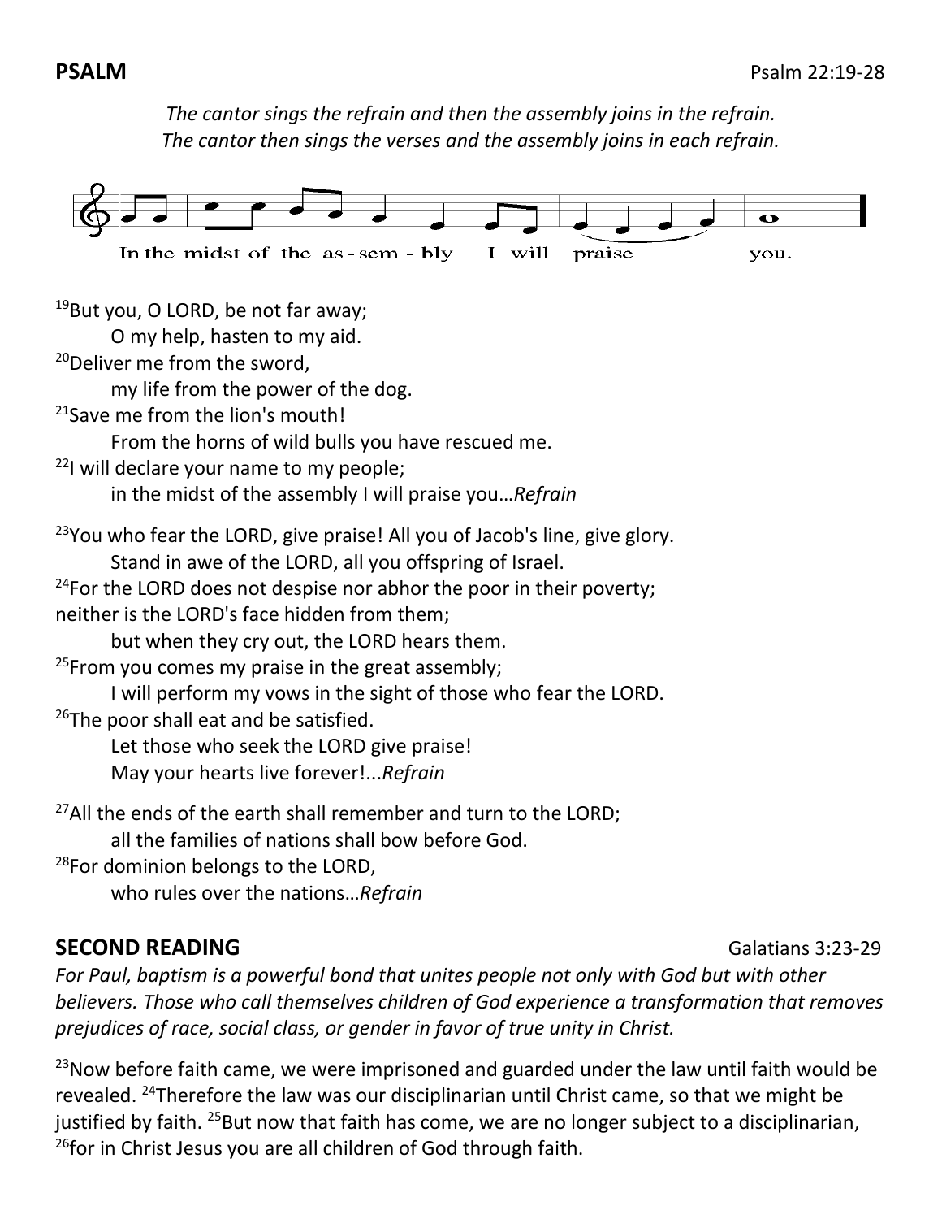**PSALM** Psalm 22:19-28

*The cantor sings the refrain and then the assembly joins in the refrain.*
*The cantor then sings the verses and the assembly joins in each refrain.*

In the midst of the as-sem-bly I will praise you.

[19]But you, O LORD, be not far away;
    O my help, hasten to my aid.
[20]Deliver me from the sword,
    my life from the power of the dog.
[21]Save me from the lion's mouth!
    From the horns of wild bulls you have rescued me.
[22]I will declare your name to my people;
    in the midst of the assembly I will praise you…*Refrain*

[23]You who fear the LORD, give praise! All you of Jacob's line, give glory.
    Stand in awe of the LORD, all you offspring of Israel.
[24]For the LORD does not despise nor abhor the poor in their poverty;
neither is the LORD's face hidden from them;
    but when they cry out, the LORD hears them.
[25]From you comes my praise in the great assembly;
    I will perform my vows in the sight of those who fear the LORD.
[26]The poor shall eat and be satisfied.
    Let those who seek the LORD give praise!
    May your hearts live forever!...*Refrain*

[27]All the ends of the earth shall remember and turn to the LORD;
    all the families of nations shall bow before God.
[28]For dominion belongs to the LORD,
    who rules over the nations…*Refrain*

**SECOND READING** Galatians 3:23-29

*For Paul, baptism is a powerful bond that unites people not only with God but with other believers. Those who call themselves children of God experience a transformation that removes prejudices of race, social class, or gender in favor of true unity in Christ.*

[23]Now before faith came, we were imprisoned and guarded under the law until faith would be revealed. [24]Therefore the law was our disciplinarian until Christ came, so that we might be justified by faith. [25]But now that faith has come, we are no longer subject to a disciplinarian, [26]for in Christ Jesus you are all children of God through faith.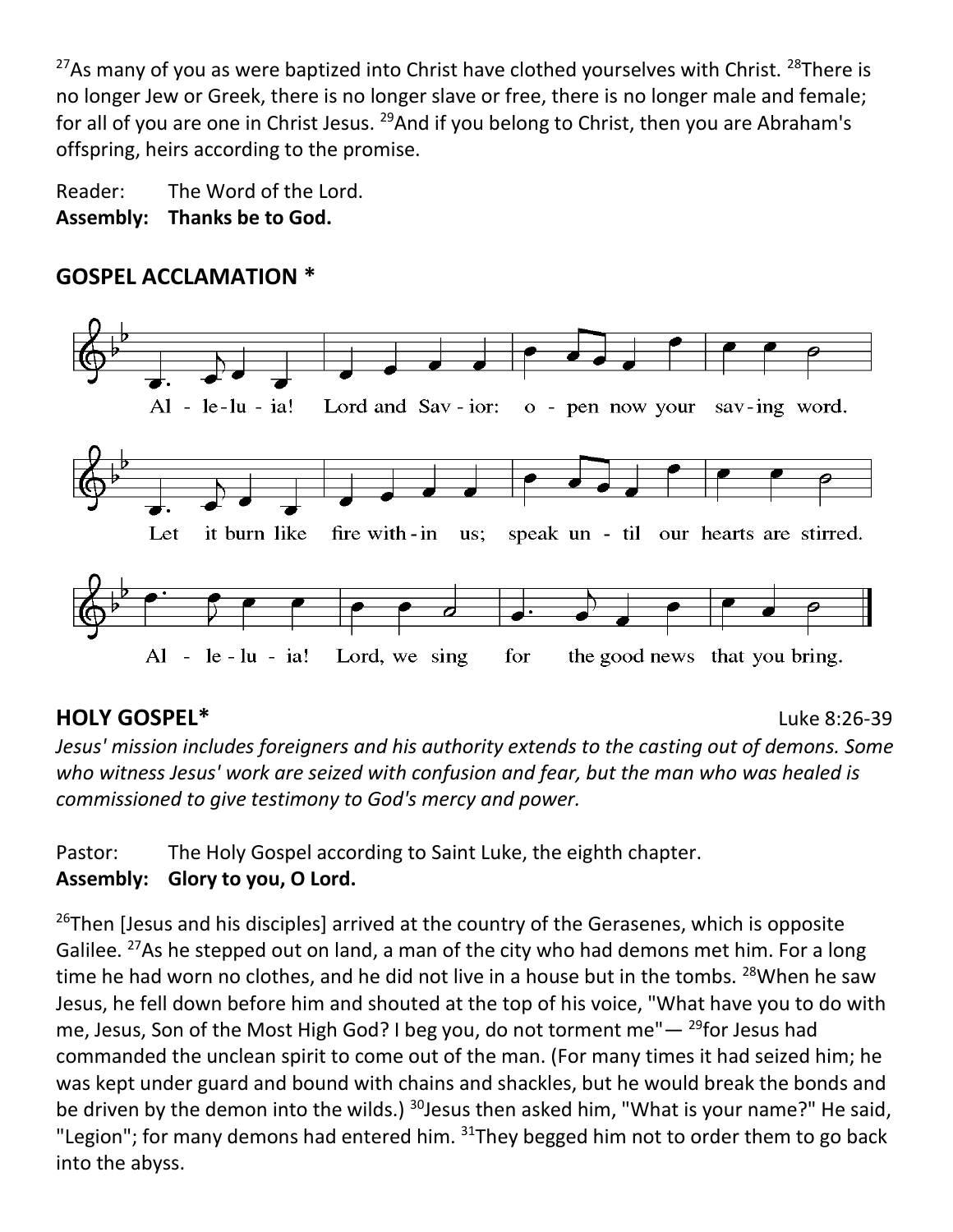[27]As many of you as were baptized into Christ have clothed yourselves with Christ. [28]There is no longer Jew or Greek, there is no longer slave or free, there is no longer male and female; for all of you are one in Christ Jesus. [29]And if you belong to Christ, then you are Abraham's offspring, heirs according to the promise.

Reader: The Word of the Lord.
**Assembly: Thanks be to God.**

## GOSPEL ACCLAMATION *

Al - le-lu - ia! Lord and Sav - ior: o - pen now your sav-ing word.
Let it burn like fire with-in us; speak un - til our hearts are stirred.
Al - le - lu - ia! Lord, we sing for the good news that you bring.

## HOLY GOSPEL* Luke 8:26-39

*Jesus' mission includes foreigners and his authority extends to the casting out of demons. Some who witness Jesus' work are seized with confusion and fear, but the man who was healed is commissioned to give testimony to God's mercy and power.*

Pastor: The Holy Gospel according to Saint Luke, the eighth chapter.
**Assembly: Glory to you, O Lord.**

[26]Then [Jesus and his disciples] arrived at the country of the Gerasenes, which is opposite Galilee. [27]As he stepped out on land, a man of the city who had demons met him. For a long time he had worn no clothes, and he did not live in a house but in the tombs. [28]When he saw Jesus, he fell down before him and shouted at the top of his voice, "What have you to do with me, Jesus, Son of the Most High God? I beg you, do not torment me"— [29]for Jesus had commanded the unclean spirit to come out of the man. (For many times it had seized him; he was kept under guard and bound with chains and shackles, but he would break the bonds and be driven by the demon into the wilds.) [30]Jesus then asked him, "What is your name?" He said, "Legion"; for many demons had entered him. [31]They begged him not to order them to go back into the abyss.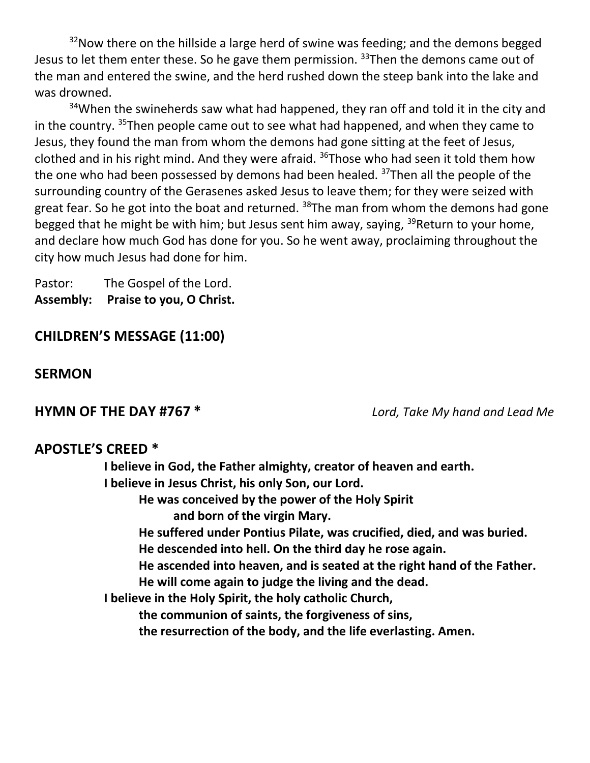[32]Now there on the hillside a large herd of swine was feeding; and the demons begged Jesus to let them enter these. So he gave them permission. [33]Then the demons came out of the man and entered the swine, and the herd rushed down the steep bank into the lake and was drowned.

[34]When the swineherds saw what had happened, they ran off and told it in the city and in the country. [35]Then people came out to see what had happened, and when they came to Jesus, they found the man from whom the demons had gone sitting at the feet of Jesus, clothed and in his right mind. And they were afraid. [36]Those who had seen it told them how the one who had been possessed by demons had been healed. [37]Then all the people of the surrounding country of the Gerasenes asked Jesus to leave them; for they were seized with great fear. So he got into the boat and returned. [38]The man from whom the demons had gone begged that he might be with him; but Jesus sent him away, saying, [39]Return to your home, and declare how much God has done for you. So he went away, proclaiming throughout the city how much Jesus had done for him.

Pastor: The Gospel of the Lord.
**Assembly: Praise to you, O Christ.**

## CHILDREN'S MESSAGE (11:00)

## SERMON

## HYMN OF THE DAY #767 * *Lord, Take My hand and Lead Me*

## APOSTLE'S CREED *

**I believe in God, the Father almighty, creator of heaven and earth.**
**I believe in Jesus Christ, his only Son, our Lord.**
**He was conceived by the power of the Holy Spirit**
**and born of the virgin Mary.**
**He suffered under Pontius Pilate, was crucified, died, and was buried.**
**He descended into hell. On the third day he rose again.**
**He ascended into heaven, and is seated at the right hand of the Father.**
**He will come again to judge the living and the dead.**
**I believe in the Holy Spirit, the holy catholic Church,**
**the communion of saints, the forgiveness of sins,**
**the resurrection of the body, and the life everlasting. Amen.**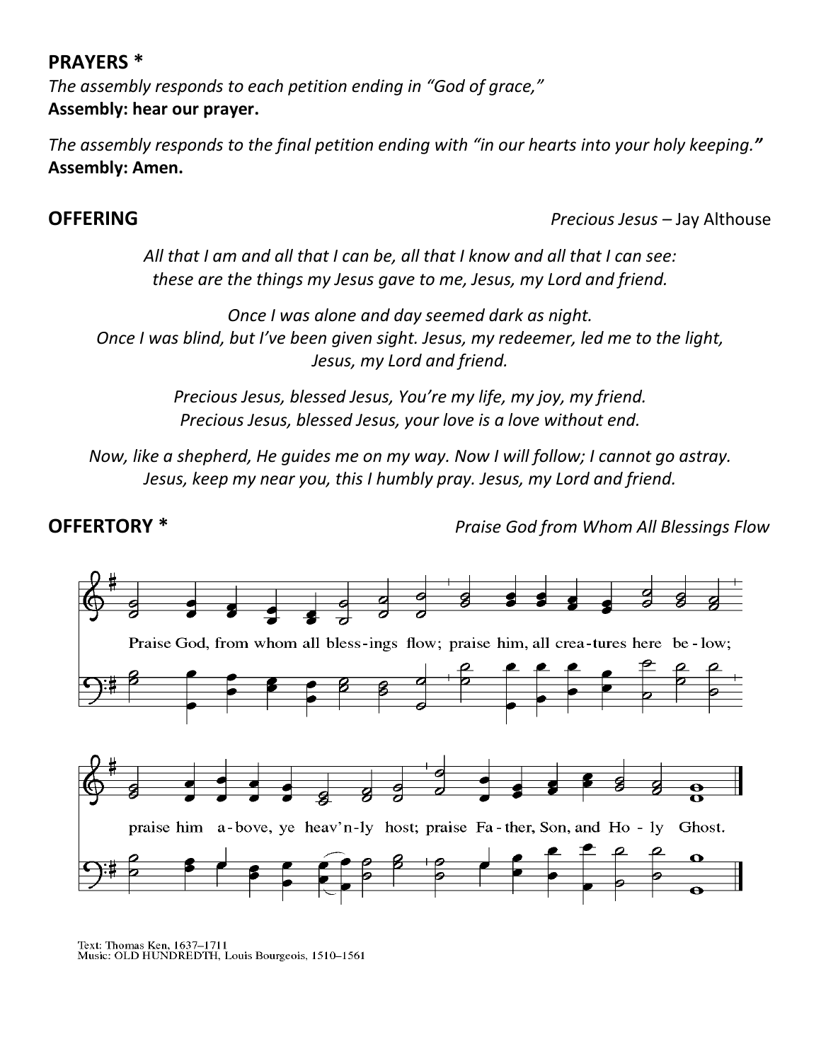**PRAYERS ***

*The assembly responds to each petition ending in "God of grace,"*
**Assembly: hear our prayer.**

*The assembly responds to the final petition ending with "in our hearts into your holy keeping."*
**Assembly: Amen.**

**OFFERING** *Precious Jesus* – Jay Althouse

*All that I am and all that I can be, all that I know and all that I can see:*
*these are the things my Jesus gave to me, Jesus, my Lord and friend.*

*Once I was alone and day seemed dark as night.*
*Once I was blind, but I've been given sight. Jesus, my redeemer, led me to the light,*
*Jesus, my Lord and friend.*

*Precious Jesus, blessed Jesus, You're my life, my joy, my friend.*
*Precious Jesus, blessed Jesus, your love is a love without end.*

*Now, like a shepherd, He guides me on my way. Now I will follow; I cannot go astray.*
*Jesus, keep my near you, this I humbly pray. Jesus, my Lord and friend.*

**OFFERTORY *** *Praise God from Whom All Blessings Flow*

Praise God, from whom all bless-ings flow; praise him, all crea-tures here be-low;
praise him a-bove, ye heav'n-ly host; praise Fa-ther, Son, and Ho-ly Ghost.

Text: Thomas Ken, 1637–1711
Music: OLD HUNDREDTH, Louis Bourgeois, 1510–1561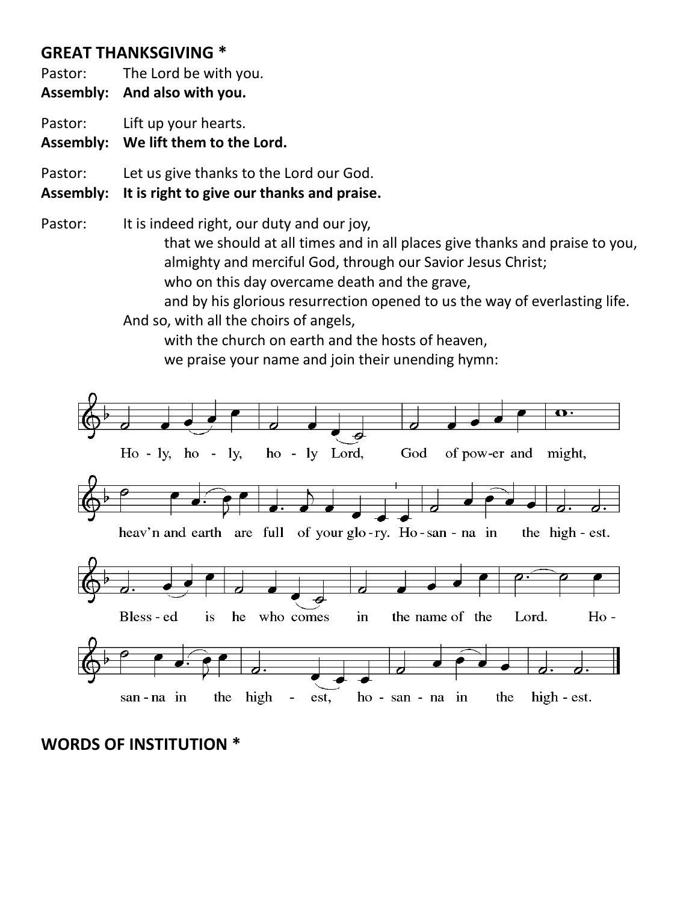## GREAT THANKSGIVING *

Pastor: The Lord be with you.
**Assembly: And also with you.**

Pastor: Lift up your hearts.
**Assembly: We lift them to the Lord.**

Pastor: Let us give thanks to the Lord our God.
**Assembly: It is right to give our thanks and praise.**

Pastor: It is indeed right, our duty and our joy,
that we should at all times and in all places give thanks and praise to you,
almighty and merciful God, through our Savior Jesus Christ;
who on this day overcame death and the grave,
and by his glorious resurrection opened to us the way of everlasting life.
And so, with all the choirs of angels,
with the church on earth and the hosts of heaven,
we praise your name and join their unending hymn:

Holy, holy, holy Lord, God of pow-er and might,
heav'n and earth are full of your glo-ry. Ho-san-na in the high-est.
Bless-ed is he who comes in the name of the Lord. Ho-
san-na in the high-est, ho-san-na in the high-est.

## WORDS OF INSTITUTION *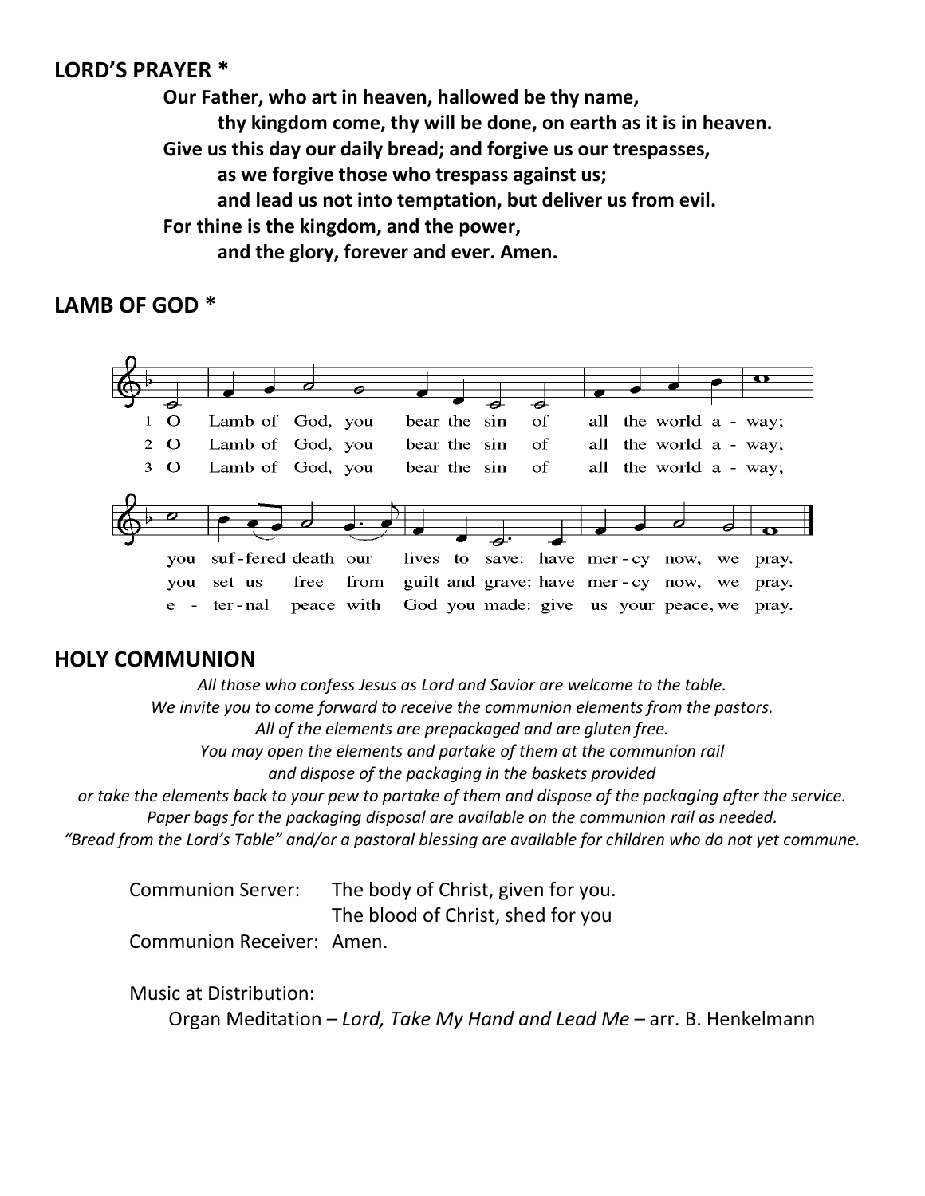## LORD'S PRAYER *

**Our Father, who art in heaven, hallowed be thy name,**
**thy kingdom come, thy will be done, on earth as it is in heaven.**
**Give us this day our daily bread; and forgive us our trespasses,**
**as we forgive those who trespass against us;**
**and lead us not into temptation, but deliver us from evil.**
**For thine is the kingdom, and the power,**
**and the glory, forever and ever. Amen.**

## LAMB OF GOD *

1 O Lamb of God, you bear the sin of all the world a - way; you suf-fered death our lives to save: have mer-cy now, we pray.

2 O Lamb of God, you bear the sin of all the world a - way; you set us free from guilt and grave: have mer-cy now, we pray.

3 O Lamb of God, you bear the sin of all the world a - way; e - ter-nal peace with God you made: give us your peace, we pray.

## HOLY COMMUNION

*All those who confess Jesus as Lord and Savior are welcome to the table.*
*We invite you to come forward to receive the communion elements from the pastors.*
*All of the elements are prepackaged and are gluten free.*
*You may open the elements and partake of them at the communion rail*
*and dispose of the packaging in the baskets provided*
*or take the elements back to your pew to partake of them and dispose of the packaging after the service.*
*Paper bags for the packaging disposal are available on the communion rail as needed.*
*"Bread from the Lord's Table" and/or a pastoral blessing are available for children who do not yet commune.*

Communion Server: The body of Christ, given for you.
The blood of Christ, shed for you

Communion Receiver: Amen.

Music at Distribution:
Organ Meditation – *Lord, Take My Hand and Lead Me* – arr. B. Henkelmann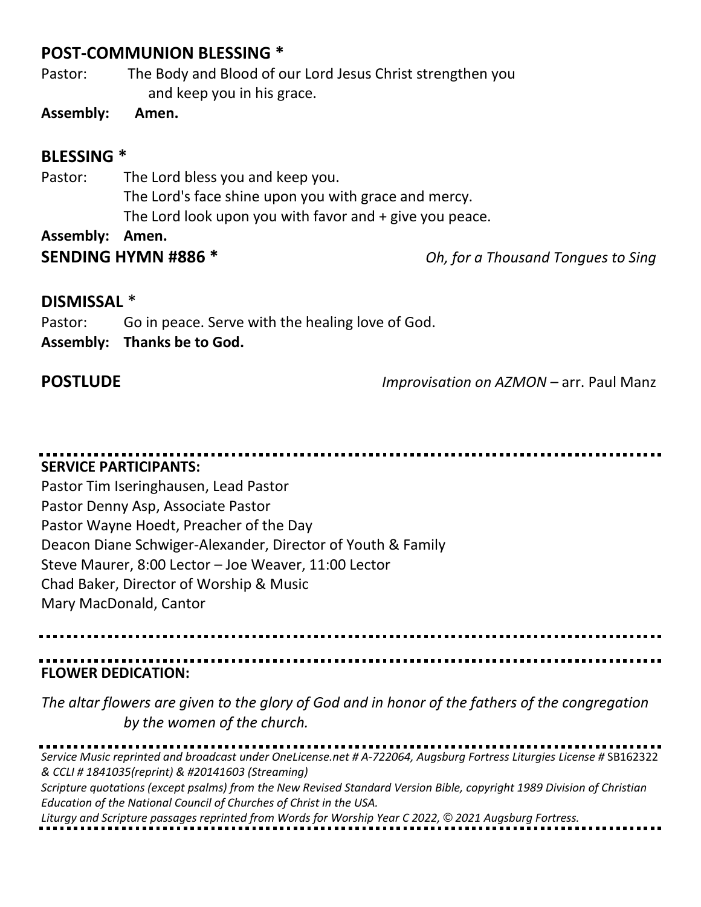## POST-COMMUNION BLESSING *

Pastor: The Body and Blood of our Lord Jesus Christ strengthen you and keep you in his grace.

**Assembly: Amen.**

## BLESSING *

Pastor: The Lord bless you and keep you.
The Lord's face shine upon you with grace and mercy.
The Lord look upon you with favor and + give you peace.

**Assembly: Amen.**

## SENDING HYMN #886 * *Oh, for a Thousand Tongues to Sing*

## DISMISSAL *

Pastor: Go in peace. Serve with the healing love of God.

**Assembly: Thanks be to God.**

## POSTLUDE *Improvisation on AZMON* – arr. Paul Manz

---

**SERVICE PARTICIPANTS:**

Pastor Tim Iseringhausen, Lead Pastor
Pastor Denny Asp, Associate Pastor
Pastor Wayne Hoedt, Preacher of the Day
Deacon Diane Schwiger-Alexander, Director of Youth & Family
Steve Maurer, 8:00 Lector – Joe Weaver, 11:00 Lector
Chad Baker, Director of Worship & Music
Mary MacDonald, Cantor

---

**FLOWER DEDICATION:**

*The altar flowers are given to the glory of God and in honor of the fathers of the congregation by the women of the church.*

---

*Service Music reprinted and broadcast under OneLicense.net # A-722064, Augsburg Fortress Liturgies License #* SB162322 *& CCLI # 1841035(reprint) & #20141603 (Streaming)*
*Scripture quotations (except psalms) from the New Revised Standard Version Bible, copyright 1989 Division of Christian Education of the National Council of Churches of Christ in the USA.*
*Liturgy and Scripture passages reprinted from Words for Worship Year C 2022, © 2021 Augsburg Fortress.*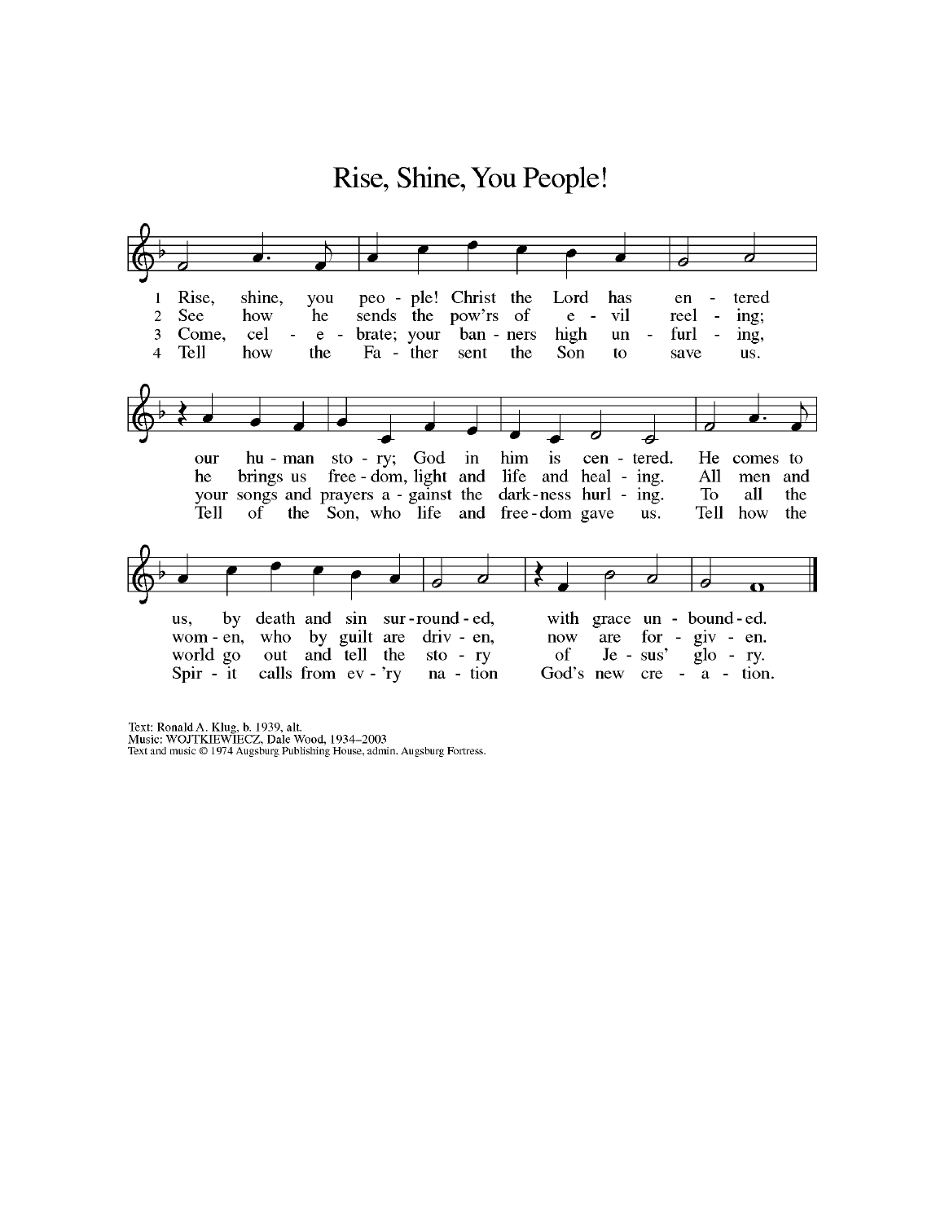# Rise, Shine, You People!

1 Rise, shine, you people! Christ the Lord has entered our human story; God in him is centered. He comes to us, by death and sin surrounded, with grace unbounded.

2 See how he sends the pow'rs of evil reeling; he brings us freedom, light and life and healing. All men and women, who by guilt are driven, now are forgiven.

3 Come, celebrate; your banners high unfurling, your songs and prayers against the darkness hurling. To all the world go out and tell the story of Jesus' glory.

4 Tell how the Father sent the Son to save us. Tell of the Son, who life and freedom gave us. Tell how the Spirit calls from ev'ry nation God's new creation.

Text: Ronald A. Klug, b. 1939, alt.
Music: WOJTKIEWIECZ, Dale Wood, 1934–2003
Text and music © 1974 Augsburg Publishing House, admin. Augsburg Fortress.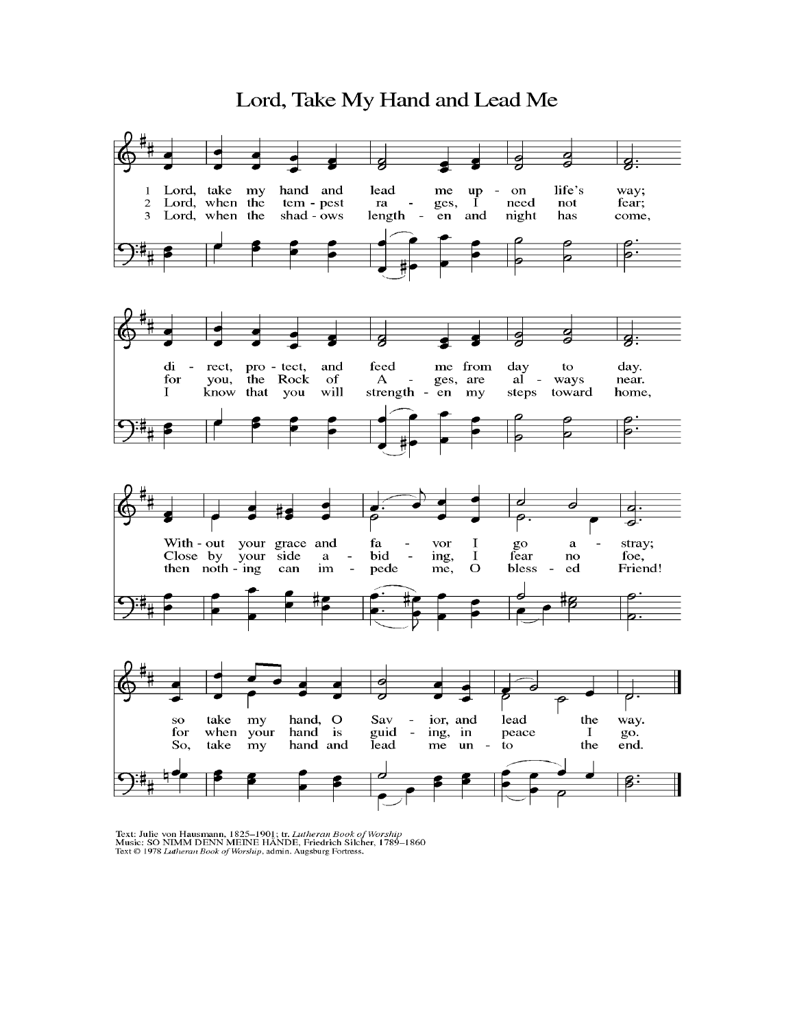# Lord, Take My Hand and Lead Me

1 Lord, take my hand and lead me upon life's way; direct, protect, and feed me from day to day. Without your grace and favor I go astray; so take my hand, O Savior, and lead the way.

2 Lord, when the tempest rages, I need not fear; for you, the Rock of Ages, are always near. Close by your side abiding, I fear no foe, for when your hand is guiding, in peace I go.

3 Lord, when the shadows lengthen and night has come, I know that you will strengthen my steps toward home, then nothing can impede me, O blessed Friend! So, take my hand and lead me unto the end.

Text: Julie von Hausmann, 1825–1901; tr. *Lutheran Book of Worship*
Music: SO NIMM DENN MEINE HÄNDE, Friedrich Silcher, 1789–1860
Text © 1978 *Lutheran Book of Worship*, admin. Augsburg Fortress.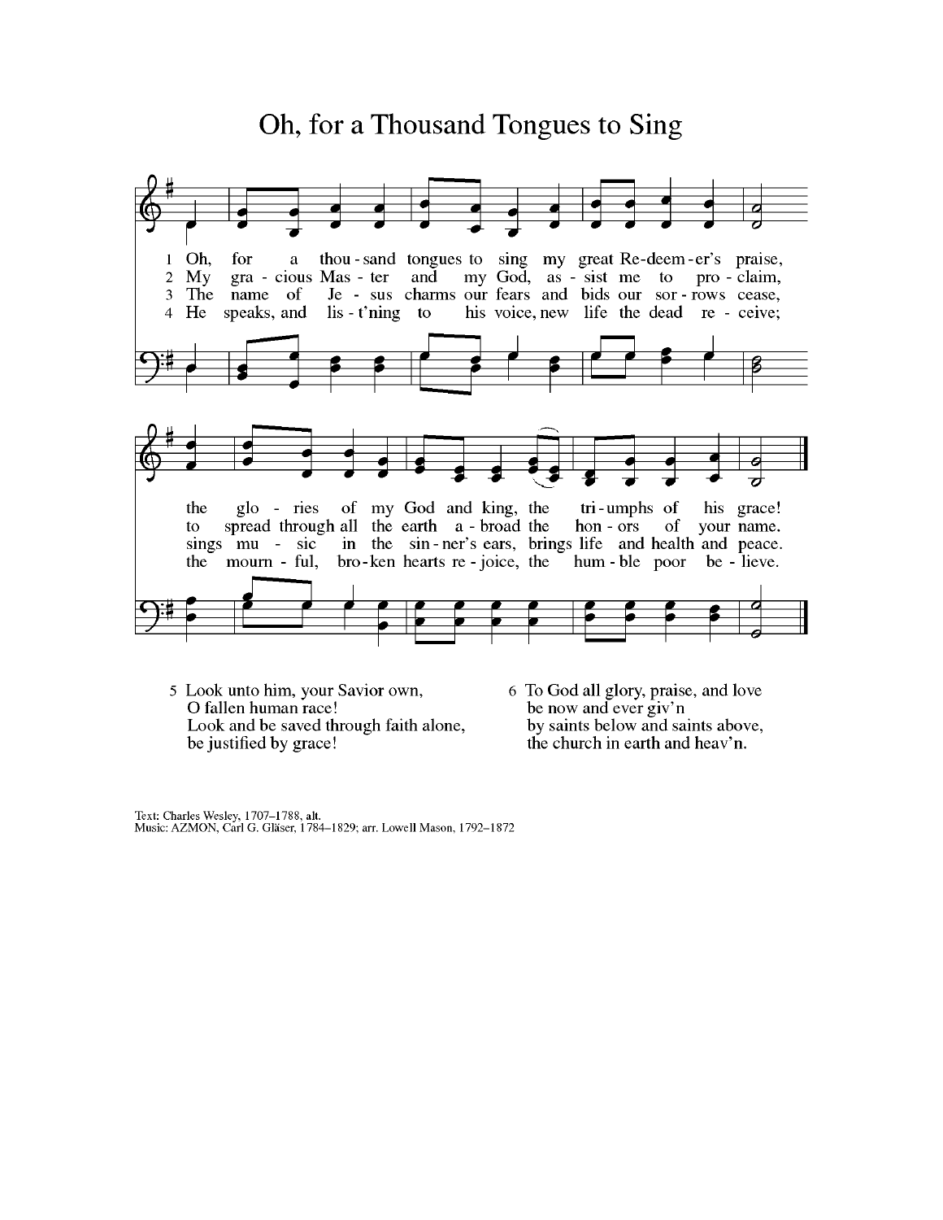# Oh, for a Thousand Tongues to Sing

1 Oh, for a thousand tongues to sing my great Redeemer's praise, the glories of my God and king, the triumphs of his grace!

2 My gracious Master and my God, assist me to proclaim, to spread through all the earth abroad the honors of your name.

3 The name of Jesus charms our fears and bids our sorrows cease, sings music in the sinner's ears, brings life and health and peace.

4 He speaks, and list'ning to his voice, new life the dead receive; the mournful, broken hearts rejoice, the humble poor believe.

5 Look unto him, your Savior own,
O fallen human race!
Look and be saved through faith alone,
be justified by grace!

6 To God all glory, praise, and love
be now and ever giv'n
by saints below and saints above,
the church in earth and heav'n.

Text: Charles Wesley, 1707–1788, alt.
Music: AZMON, Carl G. Gläser, 1784–1829; arr. Lowell Mason, 1792–1872